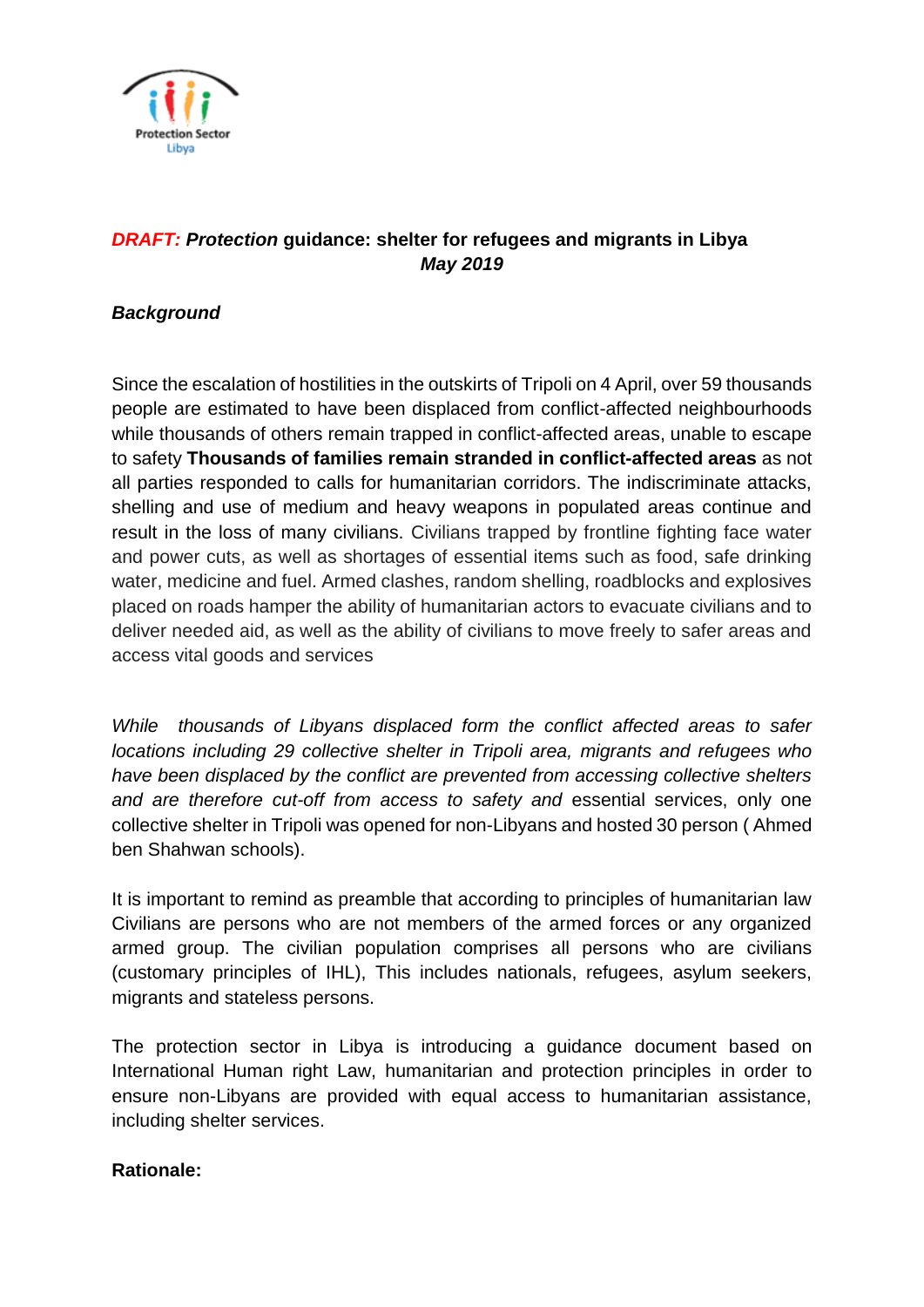Protection Sector
Libya

# *DRAFT: Protection* guidance: shelter for refugees and migrants in Libya *May 2019*

## *Background*

Since the escalation of hostilities in the outskirts of Tripoli on 4 April, over 59 thousands people are estimated to have been displaced from conflict-affected neighbourhoods while thousands of others remain trapped in conflict-affected areas, unable to escape to safety **Thousands of families remain stranded in conflict-affected areas** as not all parties responded to calls for humanitarian corridors. The indiscriminate attacks, shelling and use of medium and heavy weapons in populated areas continue and result in the loss of many civilians. Civilians trapped by frontline fighting face water and power cuts, as well as shortages of essential items such as food, safe drinking water, medicine and fuel. Armed clashes, random shelling, roadblocks and explosives placed on roads hamper the ability of humanitarian actors to evacuate civilians and to deliver needed aid, as well as the ability of civilians to move freely to safer areas and access vital goods and services

*While thousands of Libyans displaced form the conflict affected areas to safer locations including 29 collective shelter in Tripoli area, migrants and refugees who have been displaced by the conflict are prevented from accessing collective shelters and are therefore cut-off from access to safety and* essential services, only one collective shelter in Tripoli was opened for non-Libyans and hosted 30 person ( Ahmed ben Shahwan schools).

It is important to remind as preamble that according to principles of humanitarian law Civilians are persons who are not members of the armed forces or any organized armed group. The civilian population comprises all persons who are civilians (customary principles of IHL), This includes nationals, refugees, asylum seekers, migrants and stateless persons.

The protection sector in Libya is introducing a guidance document based on International Human right Law, humanitarian and protection principles in order to ensure non-Libyans are provided with equal access to humanitarian assistance, including shelter services.

## Rationale: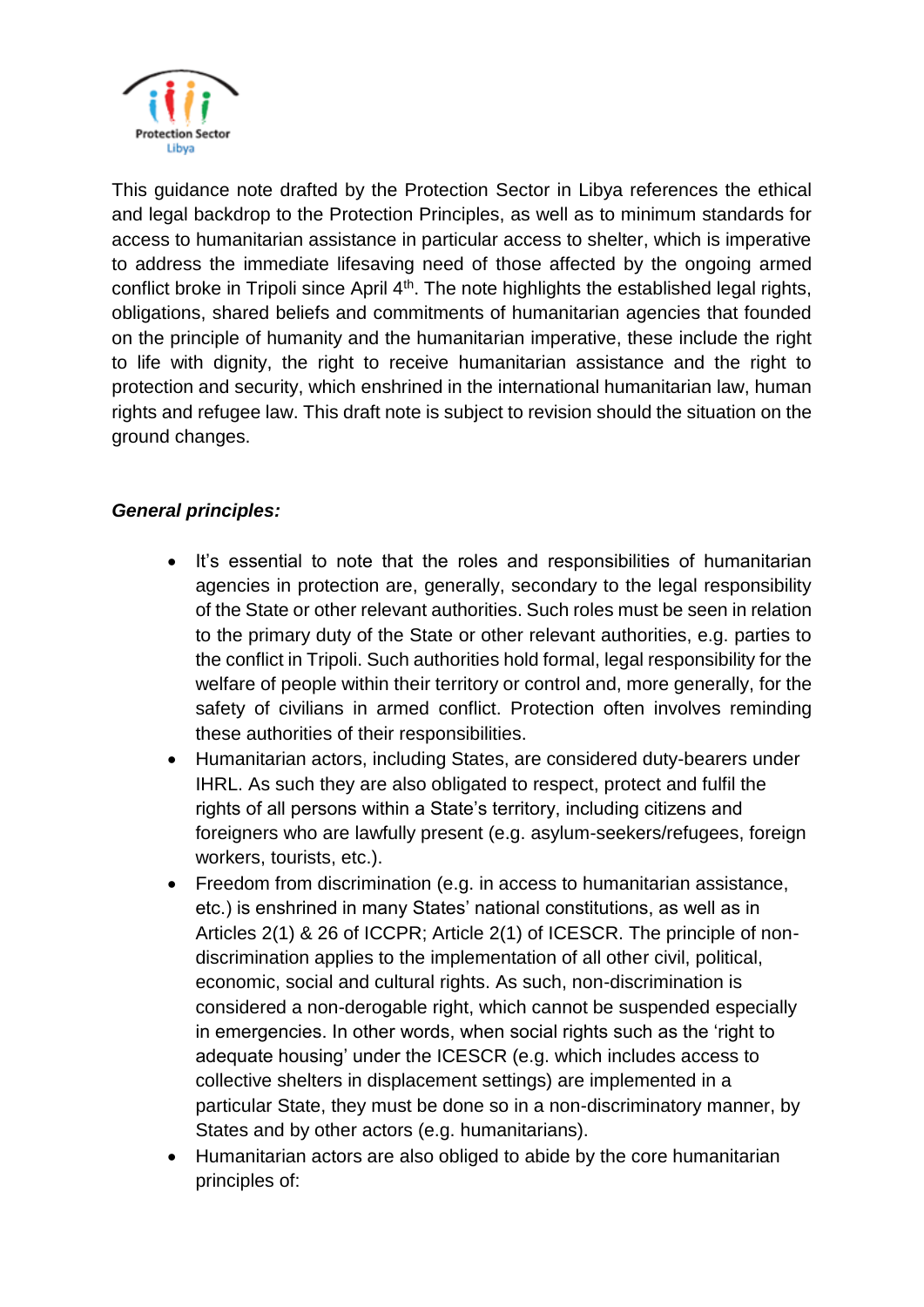This guidance note drafted by the Protection Sector in Libya references the ethical and legal backdrop to the Protection Principles, as well as to minimum standards for access to humanitarian assistance in particular access to shelter, which is imperative to address the immediate lifesaving need of those affected by the ongoing armed conflict broke in Tripoli since April 4th. The note highlights the established legal rights, obligations, shared beliefs and commitments of humanitarian agencies that founded on the principle of humanity and the humanitarian imperative, these include the right to life with dignity, the right to receive humanitarian assistance and the right to protection and security, which enshrined in the international humanitarian law, human rights and refugee law. This draft note is subject to revision should the situation on the ground changes.

***General principles:***

- It's essential to note that the roles and responsibilities of humanitarian agencies in protection are, generally, secondary to the legal responsibility of the State or other relevant authorities. Such roles must be seen in relation to the primary duty of the State or other relevant authorities, e.g. parties to the conflict in Tripoli. Such authorities hold formal, legal responsibility for the welfare of people within their territory or control and, more generally, for the safety of civilians in armed conflict. Protection often involves reminding these authorities of their responsibilities.
- Humanitarian actors, including States, are considered duty-bearers under IHRL. As such they are also obligated to respect, protect and fulfil the rights of all persons within a State's territory, including citizens and foreigners who are lawfully present (e.g. asylum-seekers/refugees, foreign workers, tourists, etc.).
- Freedom from discrimination (e.g. in access to humanitarian assistance, etc.) is enshrined in many States' national constitutions, as well as in Articles 2(1) & 26 of ICCPR; Article 2(1) of ICESCR. The principle of non-discrimination applies to the implementation of all other civil, political, economic, social and cultural rights. As such, non-discrimination is considered a non-derogable right, which cannot be suspended especially in emergencies. In other words, when social rights such as the 'right to adequate housing' under the ICESCR (e.g. which includes access to collective shelters in displacement settings) are implemented in a particular State, they must be done so in a non-discriminatory manner, by States and by other actors (e.g. humanitarians).
- Humanitarian actors are also obliged to abide by the core humanitarian principles of: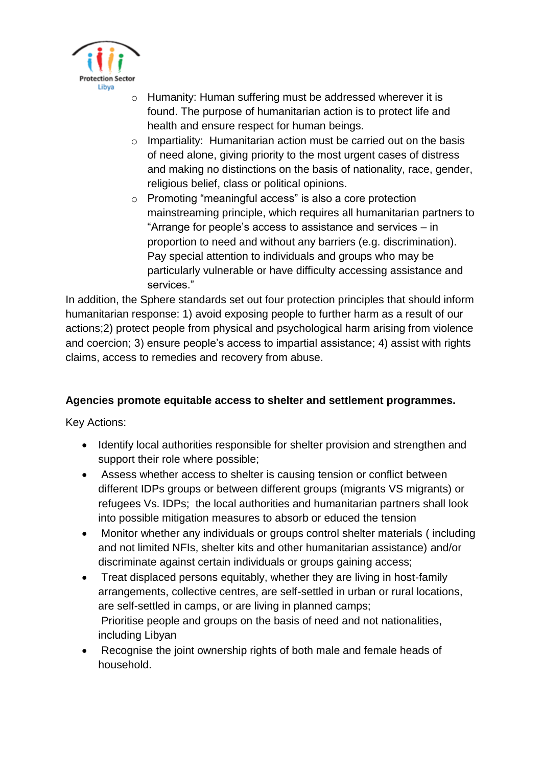- Humanity: Human suffering must be addressed wherever it is found. The purpose of humanitarian action is to protect life and health and ensure respect for human beings.
- Impartiality: Humanitarian action must be carried out on the basis of need alone, giving priority to the most urgent cases of distress and making no distinctions on the basis of nationality, race, gender, religious belief, class or political opinions.
- Promoting "meaningful access" is also a core protection mainstreaming principle, which requires all humanitarian partners to "Arrange for people's access to assistance and services – in proportion to need and without any barriers (e.g. discrimination). Pay special attention to individuals and groups who may be particularly vulnerable or have difficulty accessing assistance and services."

In addition, the Sphere standards set out four protection principles that should inform humanitarian response: 1) avoid exposing people to further harm as a result of our actions;2) protect people from physical and psychological harm arising from violence and coercion; 3) ensure people's access to impartial assistance; 4) assist with rights claims, access to remedies and recovery from abuse.

**Agencies promote equitable access to shelter and settlement programmes.**

Key Actions:

- Identify local authorities responsible for shelter provision and strengthen and support their role where possible;
- Assess whether access to shelter is causing tension or conflict between different IDPs groups or between different groups (migrants VS migrants) or refugees Vs. IDPs; the local authorities and humanitarian partners shall look into possible mitigation measures to absorb or educed the tension
- Monitor whether any individuals or groups control shelter materials ( including and not limited NFIs, shelter kits and other humanitarian assistance) and/or discriminate against certain individuals or groups gaining access;
- Treat displaced persons equitably, whether they are living in host-family arrangements, collective centres, are self-settled in urban or rural locations, are self-settled in camps, or are living in planned camps;
  Prioritise people and groups on the basis of need and not nationalities, including Libyan
- Recognise the joint ownership rights of both male and female heads of household.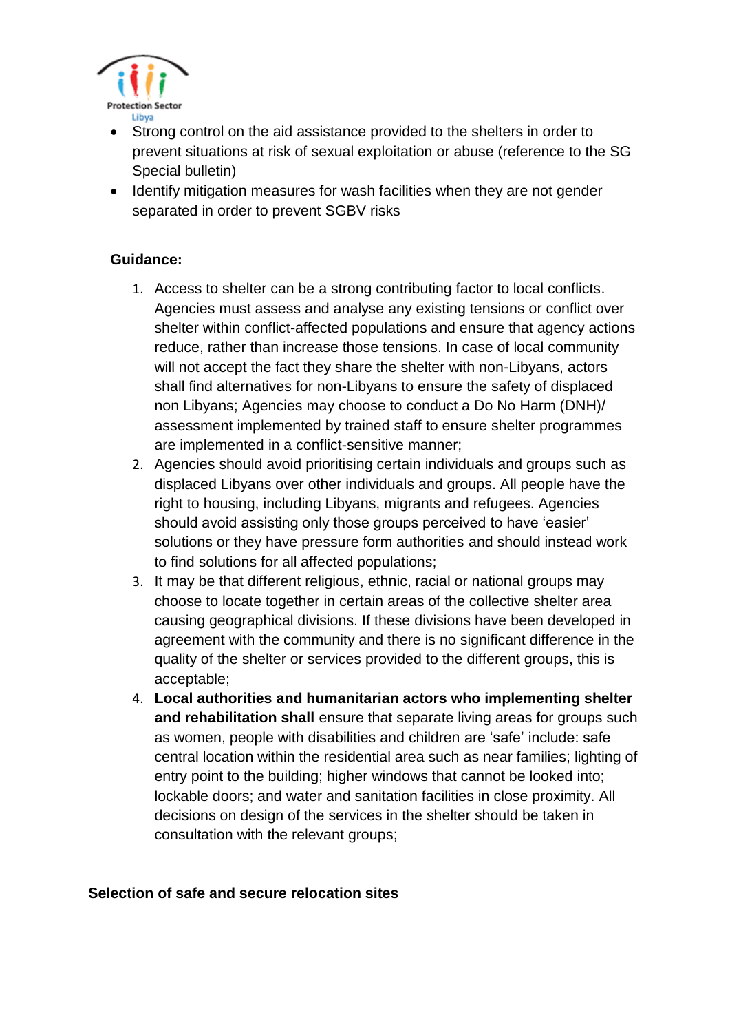- Strong control on the aid assistance provided to the shelters in order to prevent situations at risk of sexual exploitation or abuse (reference to the SG Special bulletin)
- Identify mitigation measures for wash facilities when they are not gender separated in order to prevent SGBV risks

**Guidance:**

1. Access to shelter can be a strong contributing factor to local conflicts. Agencies must assess and analyse any existing tensions or conflict over shelter within conflict-affected populations and ensure that agency actions reduce, rather than increase those tensions. In case of local community will not accept the fact they share the shelter with non-Libyans, actors shall find alternatives for non-Libyans to ensure the safety of displaced non Libyans; Agencies may choose to conduct a Do No Harm (DNH)/ assessment implemented by trained staff to ensure shelter programmes are implemented in a conflict-sensitive manner;
2. Agencies should avoid prioritising certain individuals and groups such as displaced Libyans over other individuals and groups. All people have the right to housing, including Libyans, migrants and refugees. Agencies should avoid assisting only those groups perceived to have 'easier' solutions or they have pressure form authorities and should instead work to find solutions for all affected populations;
3. It may be that different religious, ethnic, racial or national groups may choose to locate together in certain areas of the collective shelter area causing geographical divisions. If these divisions have been developed in agreement with the community and there is no significant difference in the quality of the shelter or services provided to the different groups, this is acceptable;
4. **Local authorities and humanitarian actors who implementing shelter and rehabilitation shall** ensure that separate living areas for groups such as women, people with disabilities and children are 'safe' include: safe central location within the residential area such as near families; lighting of entry point to the building; higher windows that cannot be looked into; lockable doors; and water and sanitation facilities in close proximity. All decisions on design of the services in the shelter should be taken in consultation with the relevant groups;

**Selection of safe and secure relocation sites**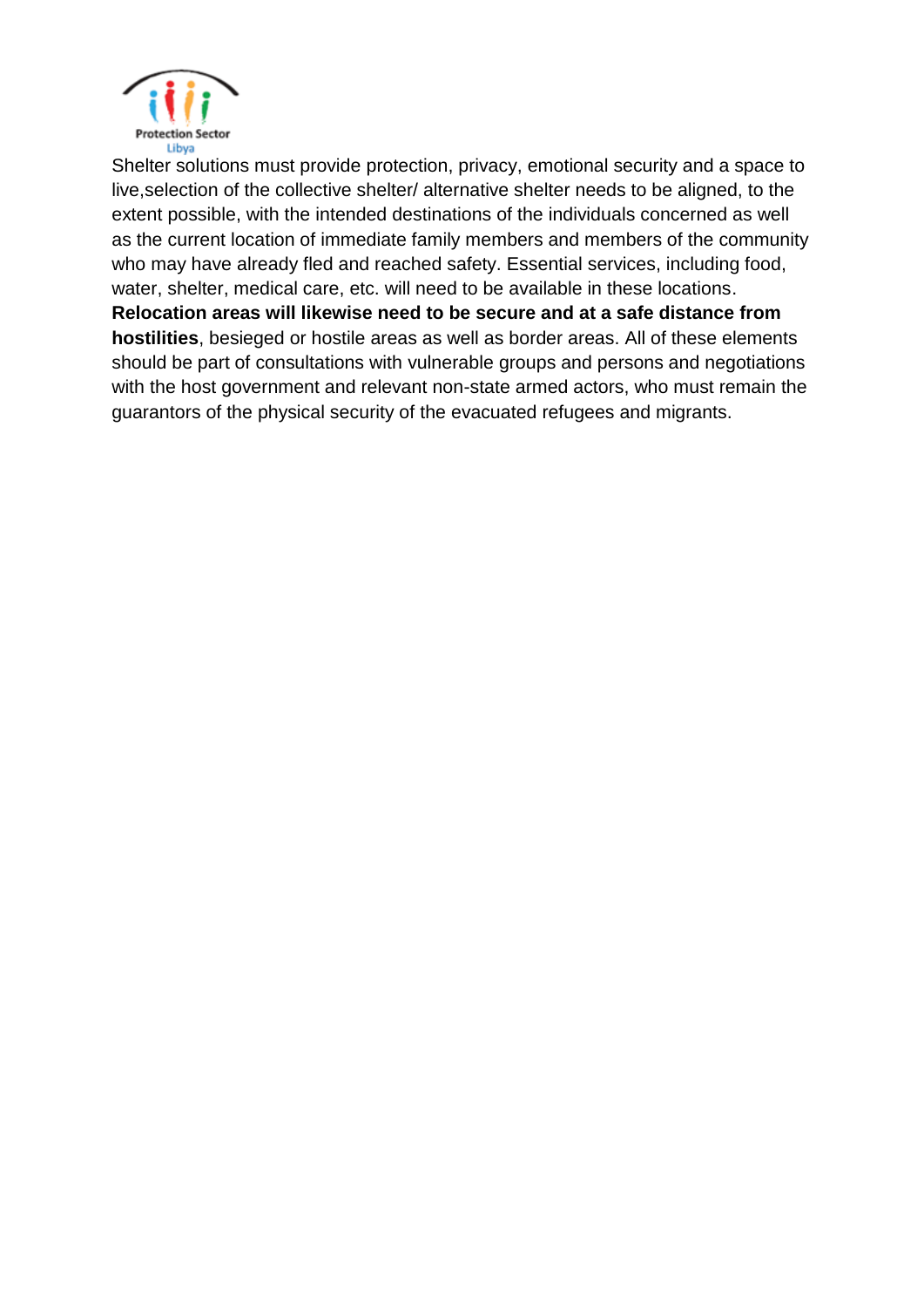Shelter solutions must provide protection, privacy, emotional security and a space to live,selection of the collective shelter/ alternative shelter needs to be aligned, to the extent possible, with the intended destinations of the individuals concerned as well as the current location of immediate family members and members of the community who may have already fled and reached safety. Essential services, including food, water, shelter, medical care, etc. will need to be available in these locations. **Relocation areas will likewise need to be secure and at a safe distance from hostilities**, besieged or hostile areas as well as border areas. All of these elements should be part of consultations with vulnerable groups and persons and negotiations with the host government and relevant non-state armed actors, who must remain the guarantors of the physical security of the evacuated refugees and migrants.